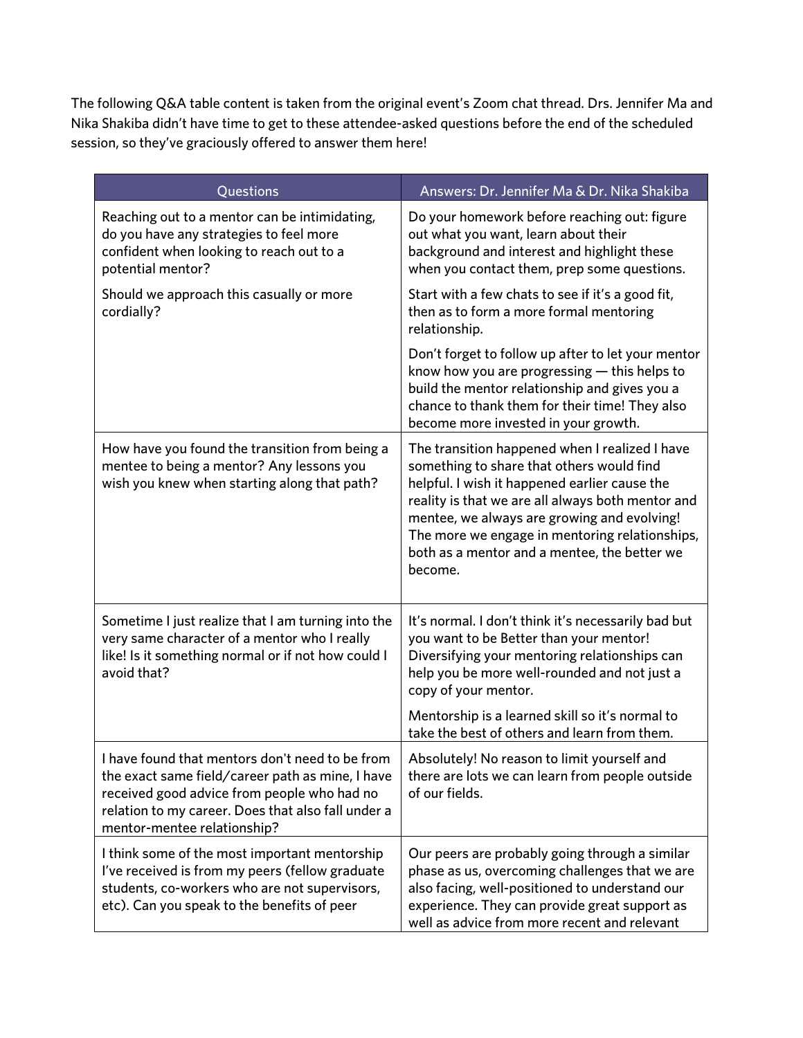The following Q&A table content is taken from the original event's Zoom chat thread. Drs. Jennifer Ma and Nika Shakiba didn't have time to get to these attendee-asked questions before the end of the scheduled session, so they've graciously offered to answer them here!

| Questions | Answers: Dr. Jennifer Ma & Dr. Nika Shakiba |
|---|---|
| Reaching out to a mentor can be intimidating, do you have any strategies to feel more confident when looking to reach out to a potential mentor?<br><br>Should we approach this casually or more cordially? | Do your homework before reaching out: figure out what you want, learn about their background and interest and highlight these when you contact them, prep some questions.<br><br>Start with a few chats to see if it's a good fit, then as to form a more formal mentoring relationship.<br><br>Don't forget to follow up after to let your mentor know how you are progressing — this helps to build the mentor relationship and gives you a chance to thank them for their time! They also become more invested in your growth. |
| How have you found the transition from being a mentee to being a mentor? Any lessons you wish you knew when starting along that path? | The transition happened when I realized I have something to share that others would find helpful. I wish it happened earlier cause the reality is that we are all always both mentor and mentee, we always are growing and evolving! The more we engage in mentoring relationships, both as a mentor and a mentee, the better we become. |
| Sometime I just realize that I am turning into the very same character of a mentor who I really like! Is it something normal or if not how could I avoid that? | It's normal. I don't think it's necessarily bad but you want to be Better than your mentor! Diversifying your mentoring relationships can help you be more well-rounded and not just a copy of your mentor.<br><br>Mentorship is a learned skill so it's normal to take the best of others and learn from them. |
| I have found that mentors don't need to be from the exact same field/career path as mine, I have received good advice from people who had no relation to my career. Does that also fall under a mentor-mentee relationship? | Absolutely! No reason to limit yourself and there are lots we can learn from people outside of our fields. |
| I think some of the most important mentorship I've received is from my peers (fellow graduate students, co-workers who are not supervisors, etc). Can you speak to the benefits of peer | Our peers are probably going through a similar phase as us, overcoming challenges that we are also facing, well-positioned to understand our experience. They can provide great support as well as advice from more recent and relevant |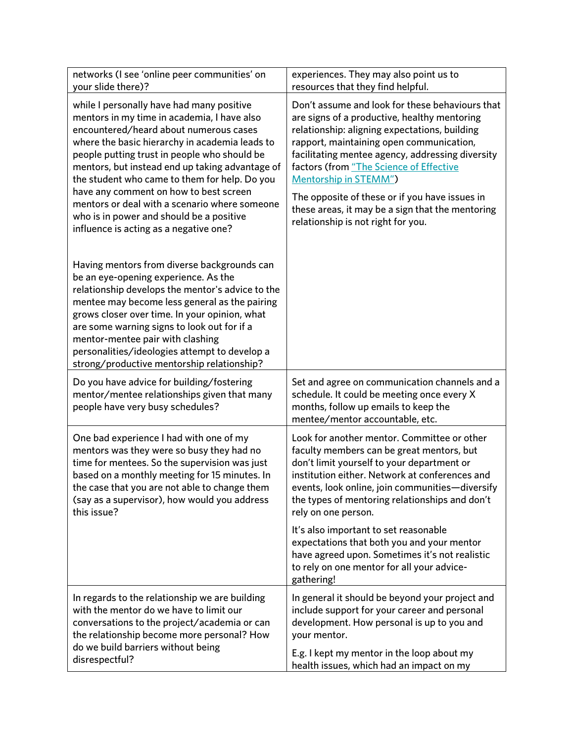| | |
|---|---|
| networks (I see 'online peer communities' on your slide there)? | experiences. They may also point us to resources that they find helpful. |
| while I personally have had many positive mentors in my time in academia, I have also encountered/heard about numerous cases where the basic hierarchy in academia leads to people putting trust in people who should be mentors, but instead end up taking advantage of the student who came to them for help. Do you have any comment on how to best screen mentors or deal with a scenario where someone who is in power and should be a positive influence is acting as a negative one?<br><br>Having mentors from diverse backgrounds can be an eye-opening experience. As the relationship develops the mentor's advice to the mentee may become less general as the pairing grows closer over time. In your opinion, what are some warning signs to look out for if a mentor-mentee pair with clashing personalities/ideologies attempt to develop a strong/productive mentorship relationship? | Don't assume and look for these behaviours that are signs of a productive, healthy mentoring relationship: aligning expectations, building rapport, maintaining open communication, facilitating mentee agency, addressing diversity factors (from "The Science of Effective Mentorship in STEMM")<br><br>The opposite of these or if you have issues in these areas, it may be a sign that the mentoring relationship is not right for you. |
| Do you have advice for building/fostering mentor/mentee relationships given that many people have very busy schedules? | Set and agree on communication channels and a schedule. It could be meeting once every X months, follow up emails to keep the mentee/mentor accountable, etc. |
| One bad experience I had with one of my mentors was they were so busy they had no time for mentees. So the supervision was just based on a monthly meeting for 15 minutes. In the case that you are not able to change them (say as a supervisor), how would you address this issue? | Look for another mentor. Committee or other faculty members can be great mentors, but don't limit yourself to your department or institution either. Network at conferences and events, look online, join communities—diversify the types of mentoring relationships and don't rely on one person.<br><br>It's also important to set reasonable expectations that both you and your mentor have agreed upon. Sometimes it's not realistic to rely on one mentor for all your advice-gathering! |
| In regards to the relationship we are building with the mentor do we have to limit our conversations to the project/academia or can the relationship become more personal? How do we build barriers without being disrespectful? | In general it should be beyond your project and include support for your career and personal development. How personal is up to you and your mentor.<br><br>E.g. I kept my mentor in the loop about my health issues, which had an impact on my |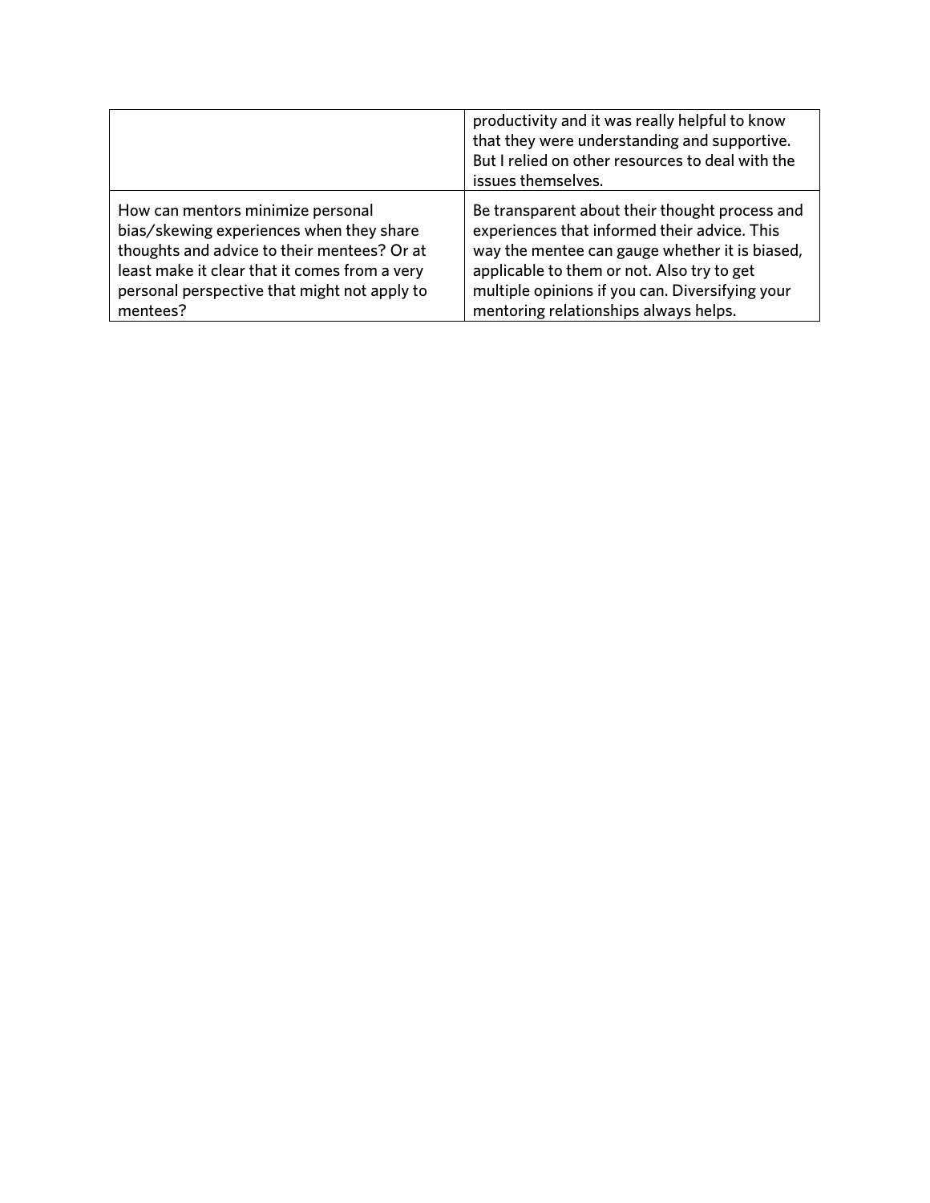| | |
|---|---|
| | productivity and it was really helpful to know that they were understanding and supportive. But I relied on other resources to deal with the issues themselves. |
| How can mentors minimize personal bias/skewing experiences when they share thoughts and advice to their mentees? Or at least make it clear that it comes from a very personal perspective that might not apply to mentees? | Be transparent about their thought process and experiences that informed their advice. This way the mentee can gauge whether it is biased, applicable to them or not. Also try to get multiple opinions if you can. Diversifying your mentoring relationships always helps. |